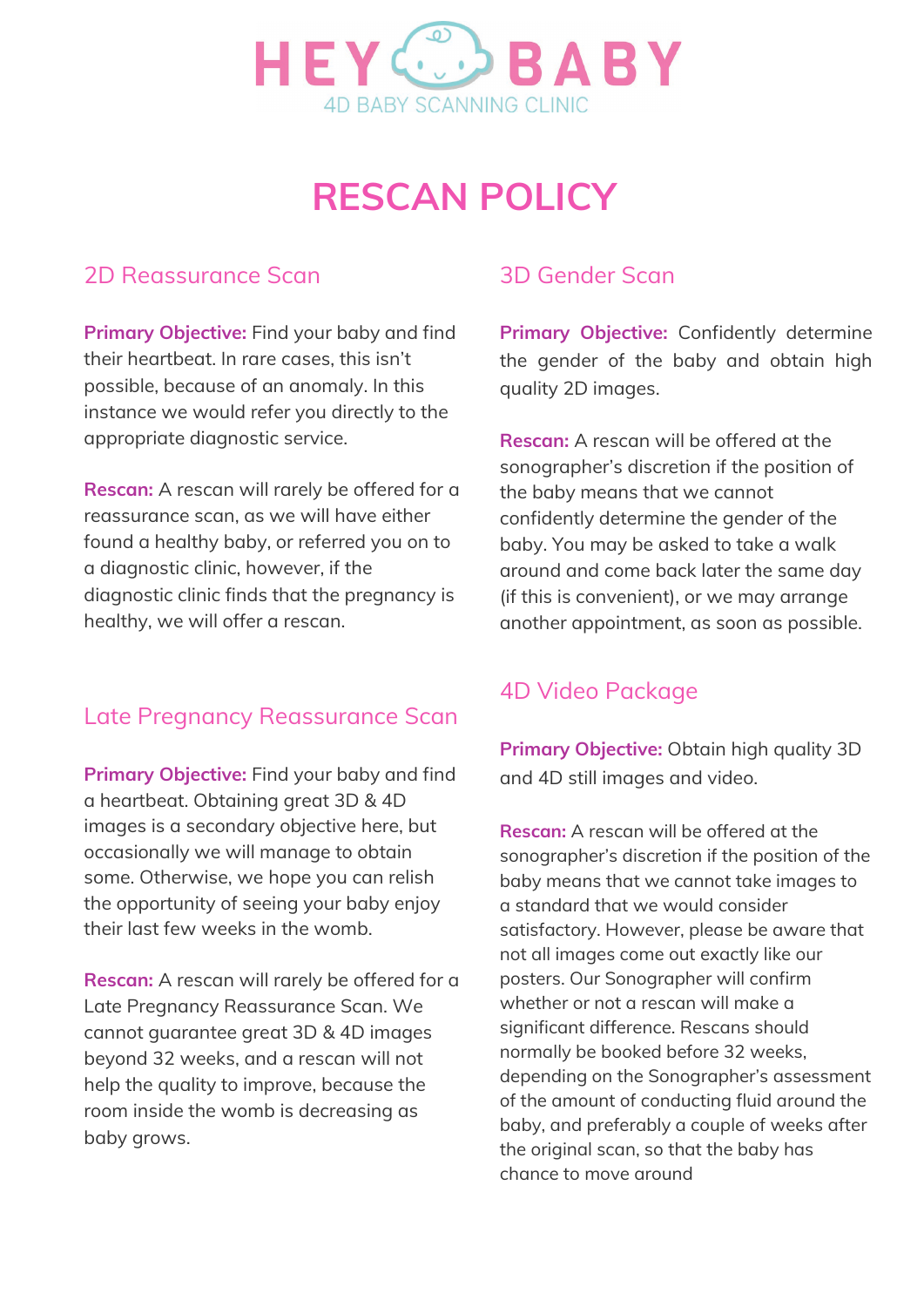HEY BABY

4D BABY SCANNING CLINIC

# RESCAN POLICY

## 2D Reassurance Scan

**Primary Objective:** Find your baby and find their heartbeat. In rare cases, this isn't possible, because of an anomaly. In this instance we would refer you directly to the appropriate diagnostic service.

**Rescan:** A rescan will rarely be offered for a reassurance scan, as we will have either found a healthy baby, or referred you on to a diagnostic clinic, however, if the diagnostic clinic finds that the pregnancy is healthy, we will offer a rescan.

## Late Pregnancy Reassurance Scan

**Primary Objective:** Find your baby and find a heartbeat. Obtaining great 3D & 4D images is a secondary objective here, but occasionally we will manage to obtain some. Otherwise, we hope you can relish the opportunity of seeing your baby enjoy their last few weeks in the womb.

**Rescan:** A rescan will rarely be offered for a Late Pregnancy Reassurance Scan. We cannot guarantee great 3D & 4D images beyond 32 weeks, and a rescan will not help the quality to improve, because the room inside the womb is decreasing as baby grows.

## 3D Gender Scan

**Primary Objective:** Confidently determine the gender of the baby and obtain high quality 2D images.

**Rescan:** A rescan will be offered at the sonographer's discretion if the position of the baby means that we cannot confidently determine the gender of the baby. You may be asked to take a walk around and come back later the same day (if this is convenient), or we may arrange another appointment, as soon as possible.

## 4D Video Package

**Primary Objective:** Obtain high quality 3D and 4D still images and video.

**Rescan:** A rescan will be offered at the sonographer's discretion if the position of the baby means that we cannot take images to a standard that we would consider satisfactory. However, please be aware that not all images come out exactly like our posters. Our Sonographer will confirm whether or not a rescan will make a significant difference. Rescans should normally be booked before 32 weeks, depending on the Sonographer's assessment of the amount of conducting fluid around the baby, and preferably a couple of weeks after the original scan, so that the baby has chance to move around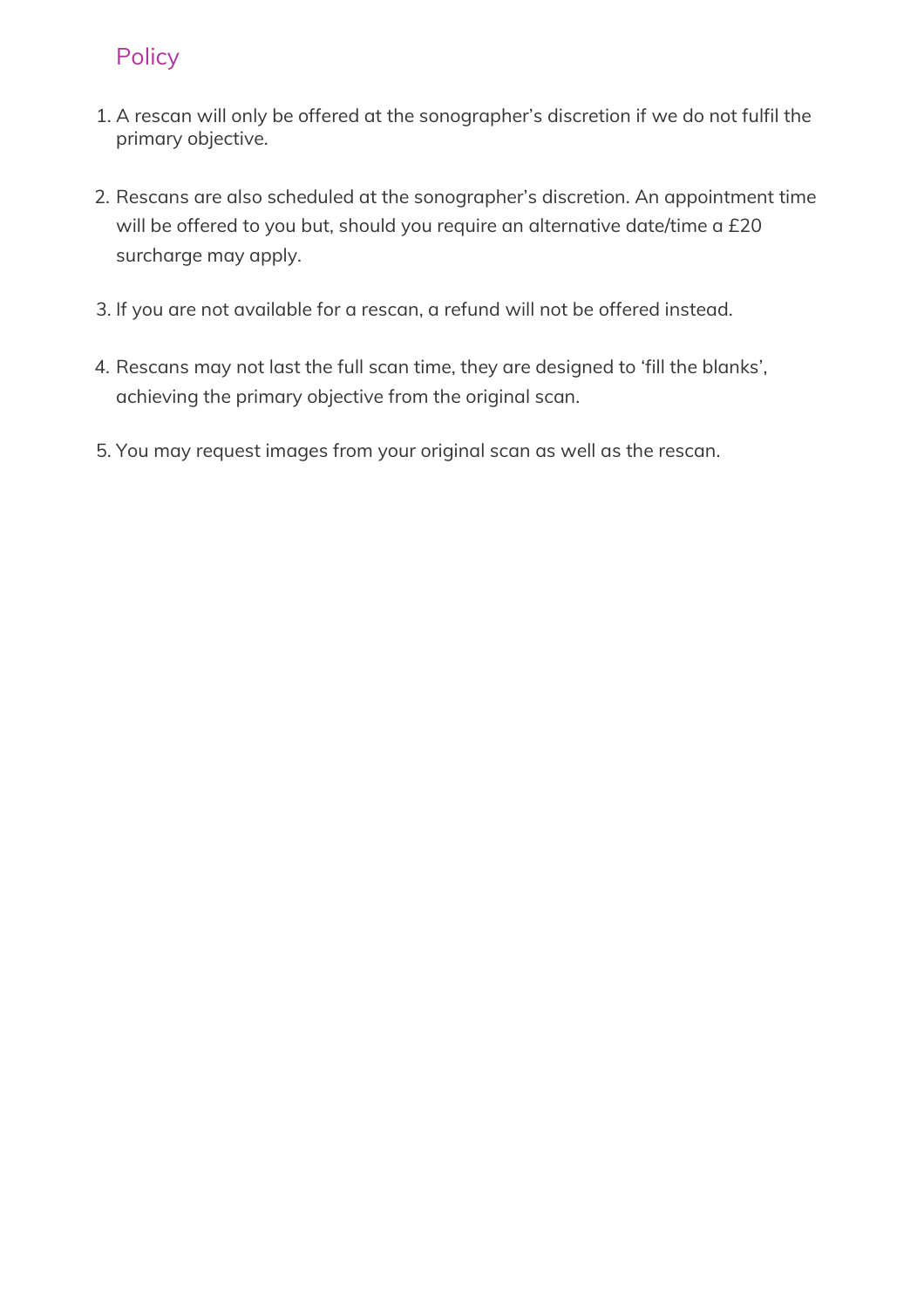## Policy

1. A rescan will only be offered at the sonographer's discretion if we do not fulfil the primary objective.

2. Rescans are also scheduled at the sonographer's discretion. An appointment time will be offered to you but, should you require an alternative date/time a £20 surcharge may apply.

3. If you are not available for a rescan, a refund will not be offered instead.

4. Rescans may not last the full scan time, they are designed to 'fill the blanks', achieving the primary objective from the original scan.

5. You may request images from your original scan as well as the rescan.